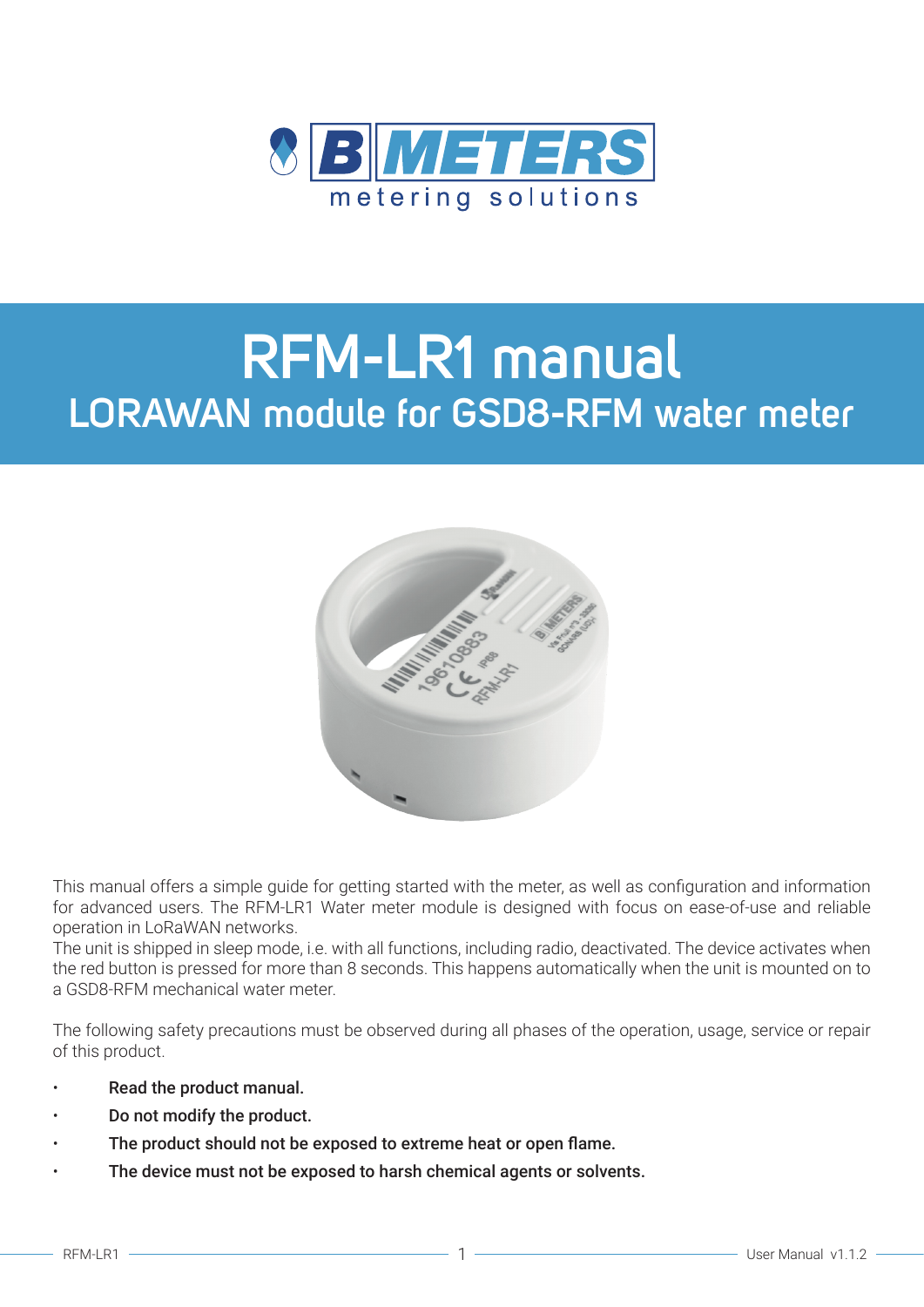# RFM-LR1 manual

## LORAWAN module for GSD8-RFM water meter

This manual offers a simple guide for getting started with the meter, as well as configuration and information for advanced users. The RFM-LR1 Water meter module is designed with focus on ease-of-use and reliable operation in LoRaWAN networks.
The unit is shipped in sleep mode, i.e. with all functions, including radio, deactivated. The device activates when the red button is pressed for more than 8 seconds. This happens automatically when the unit is mounted on to a GSD8-RFM mechanical water meter.

The following safety precautions must be observed during all phases of the operation, usage, service or repair of this product.

- **Read the product manual.**
- **Do not modify the product.**
- **The product should not be exposed to extreme heat or open flame.**
- **The device must not be exposed to harsh chemical agents or solvents.**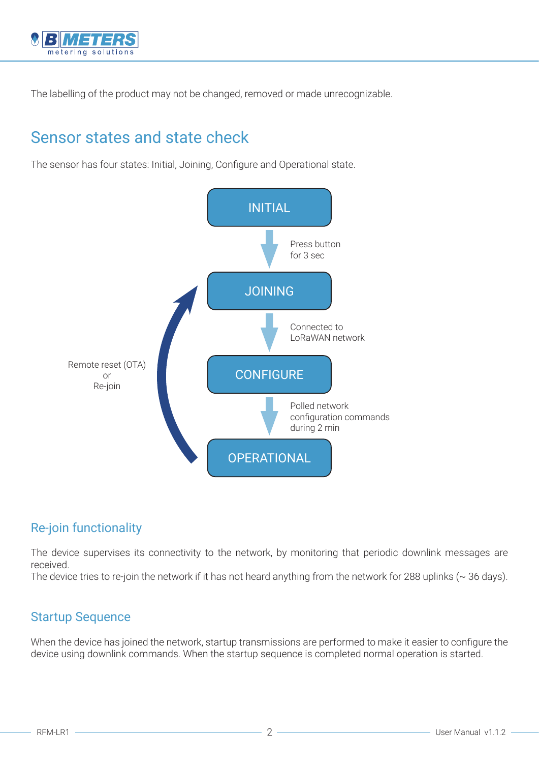The labelling of the product may not be changed, removed or made unrecognizable.

## Sensor states and state check

The sensor has four states: Initial, Joining, Configure and Operational state.

INITIAL

Press button for 3 sec

JOINING

Connected to LoRaWAN network

CONFIGURE

Polled network configuration commands during 2 min

OPERATIONAL

Remote reset (OTA) or Re-join

### Re-join functionality

The device supervises its connectivity to the network, by monitoring that periodic downlink messages are received.
The device tries to re-join the network if it has not heard anything from the network for 288 uplinks (~ 36 days).

### Startup Sequence

When the device has joined the network, startup transmissions are performed to make it easier to configure the device using downlink commands. When the startup sequence is completed normal operation is started.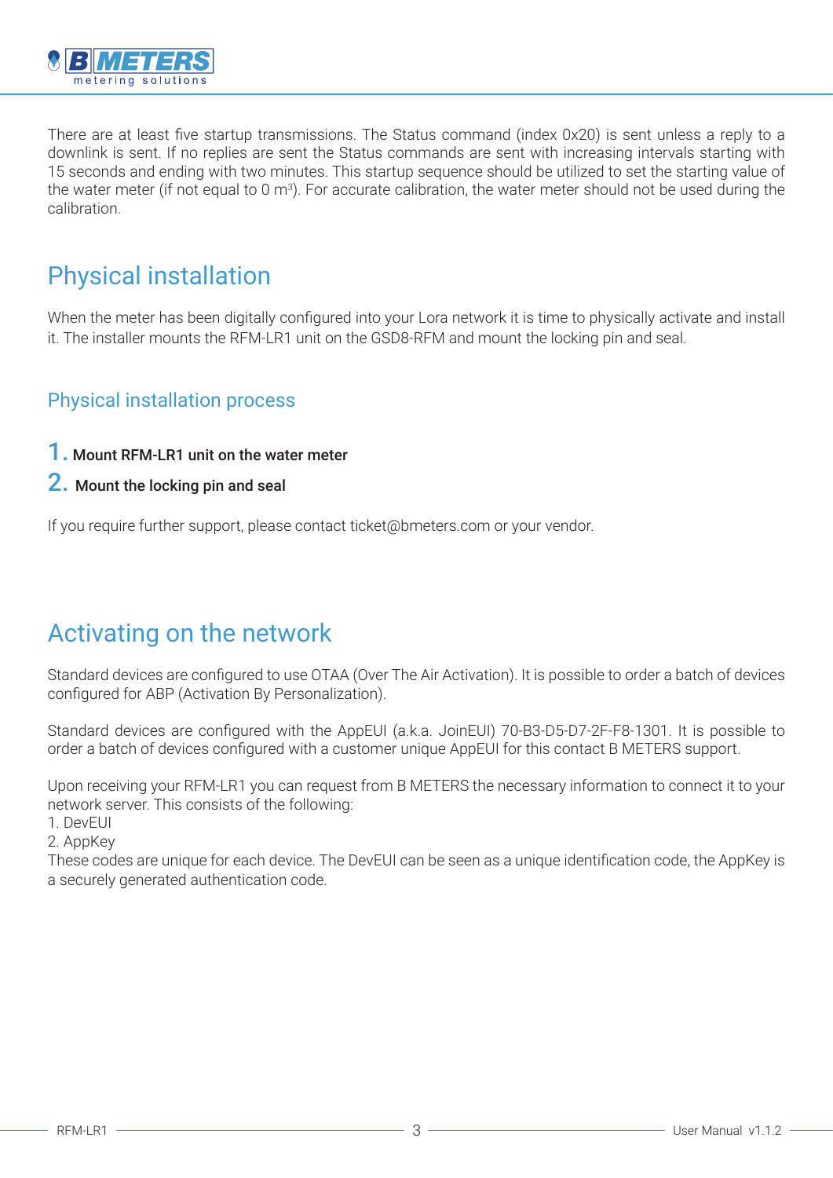There are at least five startup transmissions. The Status command (index 0x20) is sent unless a reply to a downlink is sent. If no replies are sent the Status commands are sent with increasing intervals starting with 15 seconds and ending with two minutes. This startup sequence should be utilized to set the starting value of the water meter (if not equal to 0 $m^3$). For accurate calibration, the water meter should not be used during the calibration.

# Physical installation

When the meter has been digitally configured into your Lora network it is time to physically activate and install it. The installer mounts the RFM-LR1 unit on the GSD8-RFM and mount the locking pin and seal.

## Physical installation process

1. **Mount RFM-LR1 unit on the water meter**
2. **Mount the locking pin and seal**

If you require further support, please contact ticket@bmeters.com or your vendor.

# Activating on the network

Standard devices are configured to use OTAA (Over The Air Activation). It is possible to order a batch of devices configured for ABP (Activation By Personalization).

Standard devices are configured with the AppEUI (a.k.a. JoinEUI) 70-B3-D5-D7-2F-F8-1301. It is possible to order a batch of devices configured with a customer unique AppEUI for this contact B METERS support.

Upon receiving your RFM-LR1 you can request from B METERS the necessary information to connect it to your network server. This consists of the following:
1. DevEUI
2. AppKey

These codes are unique for each device. The DevEUI can be seen as a unique identification code, the AppKey is a securely generated authentication code.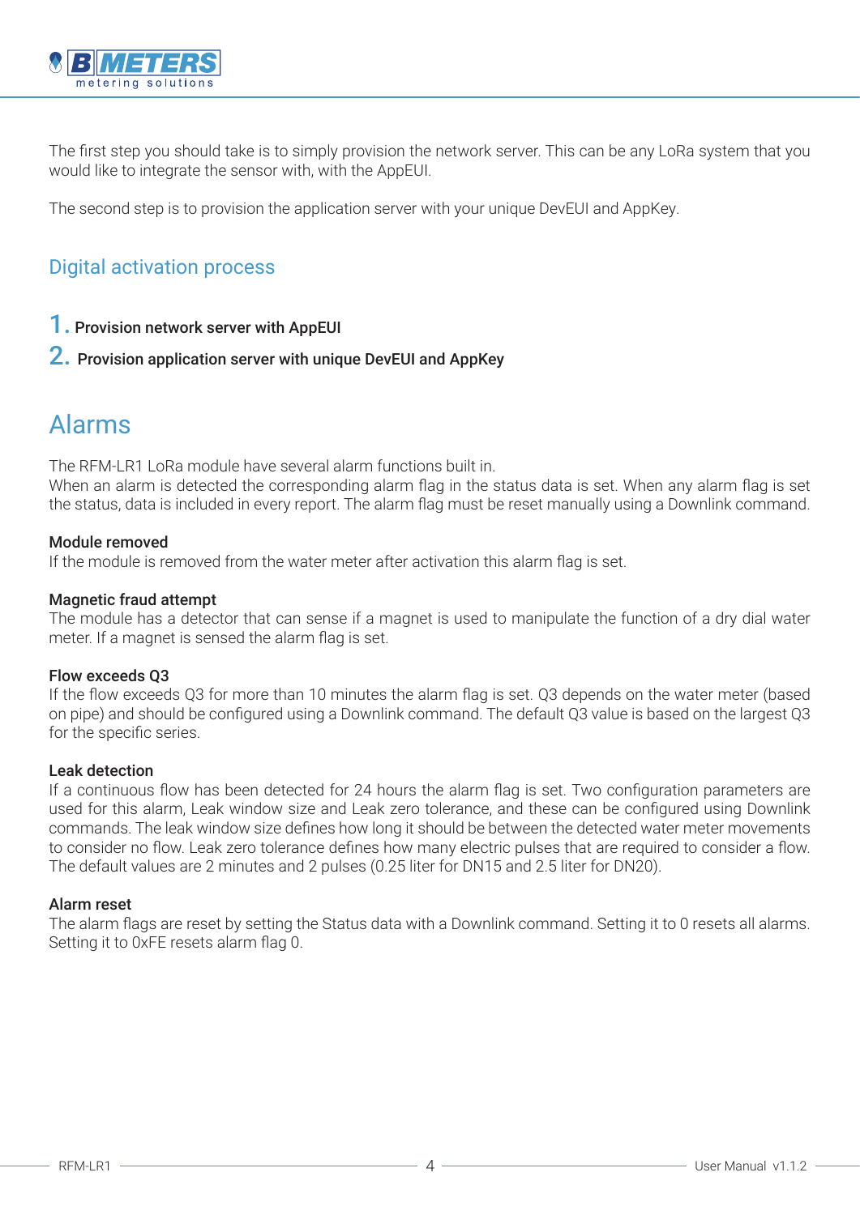The first step you should take is to simply provision the network server. This can be any LoRa system that you would like to integrate the sensor with, with the AppEUI.

The second step is to provision the application server with your unique DevEUI and AppKey.

## Digital activation process

1. **Provision network server with AppEUI**
2. **Provision application server with unique DevEUI and AppKey**

# Alarms

The RFM-LR1 LoRa module have several alarm functions built in.
When an alarm is detected the corresponding alarm flag in the status data is set. When any alarm flag is set the status, data is included in every report. The alarm flag must be reset manually using a Downlink command.

**Module removed**
If the module is removed from the water meter after activation this alarm flag is set.

**Magnetic fraud attempt**
The module has a detector that can sense if a magnet is used to manipulate the function of a dry dial water meter. If a magnet is sensed the alarm flag is set.

**Flow exceeds Q3**
If the flow exceeds Q3 for more than 10 minutes the alarm flag is set. Q3 depends on the water meter (based on pipe) and should be configured using a Downlink command. The default Q3 value is based on the largest Q3 for the specific series.

**Leak detection**
If a continuous flow has been detected for 24 hours the alarm flag is set. Two configuration parameters are used for this alarm, Leak window size and Leak zero tolerance, and these can be configured using Downlink commands. The leak window size defines how long it should be between the detected water meter movements to consider no flow. Leak zero tolerance defines how many electric pulses that are required to consider a flow. The default values are 2 minutes and 2 pulses (0.25 liter for DN15 and 2.5 liter for DN20).

**Alarm reset**
The alarm flags are reset by setting the Status data with a Downlink command. Setting it to 0 resets all alarms. Setting it to 0xFE resets alarm flag 0.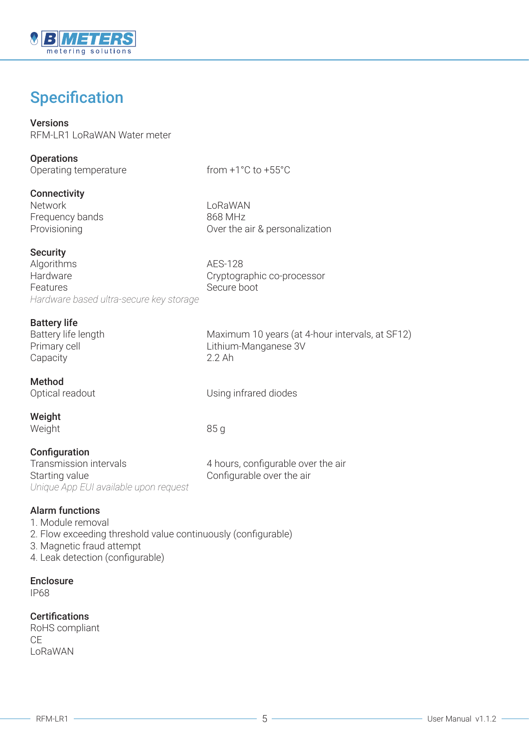# Specification

**Versions**

RFM-LR1 LoRaWAN Water meter

**Operations**

| | |
|---|---|
| Operating temperature | from +1°C to +55°C |

**Connectivity**

| | |
|---|---|
| Network | LoRaWAN |
| Frequency bands | 868 MHz |
| Provisioning | Over the air & personalization |

**Security**

| | |
|---|---|
| Algorithms | AES-128 |
| Hardware | Cryptographic co-processor |
| Features | Secure boot |

*Hardware based ultra-secure key storage*

**Battery life**

| | |
|---|---|
| Battery life length | Maximum 10 years (at 4-hour intervals, at SF12) |
| Primary cell | Lithium-Manganese 3V |
| Capacity | 2.2 Ah |

**Method**

| | |
|---|---|
| Optical readout | Using infrared diodes |

**Weight**

| | |
|---|---|
| Weight | 85 g |

**Configuration**

| | |
|---|---|
| Transmission intervals | 4 hours, configurable over the air |
| Starting value | Configurable over the air |

*Unique App EUI available upon request*

**Alarm functions**

1. Module removal
2. Flow exceeding threshold value continuously (configurable)
3. Magnetic fraud attempt
4. Leak detection (configurable)

**Enclosure**

IP68

**Certifications**

RoHS compliant

CE

LoRaWAN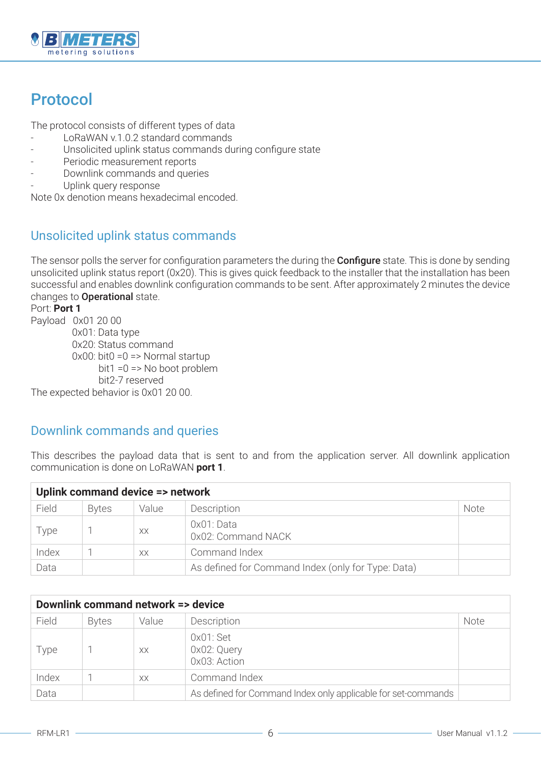# Protocol

The protocol consists of different types of data

- LoRaWAN v.1.0.2 standard commands
- Unsolicited uplink status commands during configure state
- Periodic measurement reports
- Downlink commands and queries
- Uplink query response

Note 0x denotion means hexadecimal encoded.

## Unsolicited uplink status commands

The sensor polls the server for configuration parameters the during the **Configure** state. This is done by sending unsolicited uplink status report (0x20). This is gives quick feedback to the installer that the installation has been successful and enables downlink configuration commands to be sent. After approximately 2 minutes the device changes to **Operational** state.

Port: **Port 1**

Payload 0x01 20 00

0x01: Data type

0x20: Status command

0x00: bit0 =0 => Normal startup

bit1 =0 => No boot problem

bit2-7 reserved

The expected behavior is 0x01 20 00.

## Downlink commands and queries

This describes the payload data that is sent to and from the application server. All downlink application communication is done on LoRaWAN **port 1**.

| **Uplink command device => network** | | | | |
|---|---|---|---|---|
| Field | Bytes | Value | Description | Note |
| Type | 1 | xx | 0x01: Data<br>0x02: Command NACK | |
| Index | 1 | xx | Command Index | |
| Data | | | As defined for Command Index (only for Type: Data) | |

| **Downlink command network => device** | | | | |
|---|---|---|---|---|
| Field | Bytes | Value | Description | Note |
| Type | 1 | xx | 0x01: Set<br>0x02: Query<br>0x03: Action | |
| Index | 1 | xx | Command Index | |
| Data | | | As defined for Command Index only applicable for set-commands | |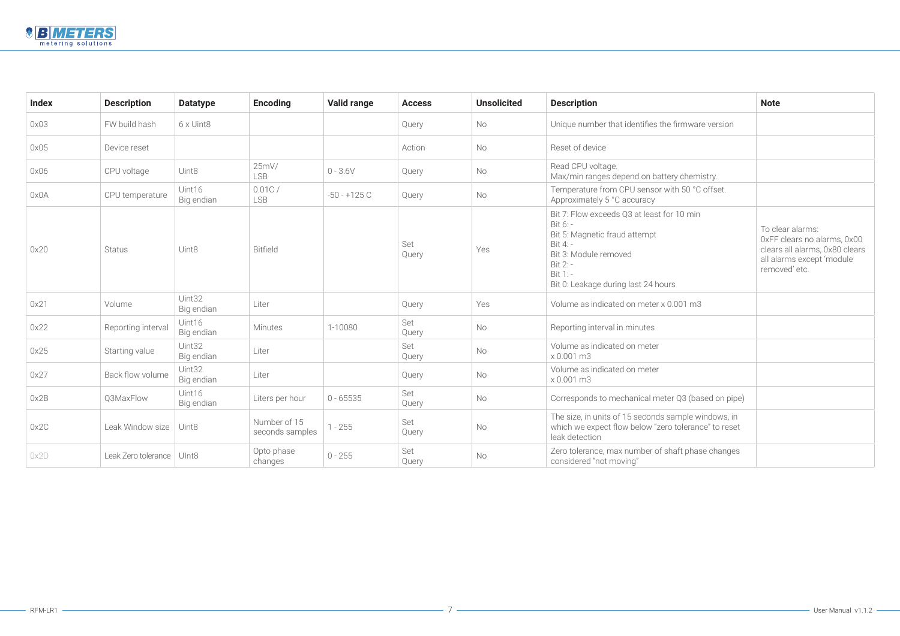| Index | Description | Datatype | Encoding | Valid range | Access | Unsolicited | Description | Note |
|---|---|---|---|---|---|---|---|---|
| 0x03 | FW build hash | 6 x Uint8 | | | Query | No | Unique number that identifies the firmware version | |
| 0x05 | Device reset | | | | Action | No | Reset of device | |
| 0x06 | CPU voltage | Uint8 | 25mV/ LSB | 0 - 3.6V | Query | No | Read CPU voltage.<br>Max/min ranges depend on battery chemistry. | |
| 0x0A | CPU temperature | Uint16 Big endian | 0.01C / LSB | -50 - +125 C | Query | No | Temperature from CPU sensor with 50 °C offset.<br>Approximately 5 °C accuracy | |
| 0x20 | Status | Uint8 | Bitfield | | Set<br>Query | Yes | Bit 7: Flow exceeds Q3 at least for 10 min<br>Bit 6: -<br>Bit 5: Magnetic fraud attempt<br>Bit 4: -<br>Bit 3: Module removed<br>Bit 2: -<br>Bit 1: -<br>Bit 0: Leakage during last 24 hours | To clear alarms: 0xFF clears no alarms, 0x00 clears all alarms, 0x80 clears all alarms except 'module removed' etc. |
| 0x21 | Volume | Uint32 Big endian | Liter | | Query | Yes | Volume as indicated on meter x 0.001 m3 | |
| 0x22 | Reporting interval | Uint16 Big endian | Minutes | 1-10080 | Set<br>Query | No | Reporting interval in minutes | |
| 0x25 | Starting value | Uint32 Big endian | Liter | | Set<br>Query | No | Volume as indicated on meter x 0.001 m3 | |
| 0x27 | Back flow volume | Uint32 Big endian | Liter | | Query | No | Volume as indicated on meter x 0.001 m3 | |
| 0x2B | Q3MaxFlow | Uint16 Big endian | Liters per hour | 0 - 65535 | Set<br>Query | No | Corresponds to mechanical meter Q3 (based on pipe) | |
| 0x2C | Leak Window size | Uint8 | Number of 15 seconds samples | 1 - 255 | Set<br>Query | No | The size, in units of 15 seconds sample windows, in which we expect flow below "zero tolerance" to reset leak detection | |
| 0x2D | Leak Zero tolerance | UInt8 | Opto phase changes | 0 - 255 | Set<br>Query | No | Zero tolerance, max number of shaft phase changes considered "not moving" | |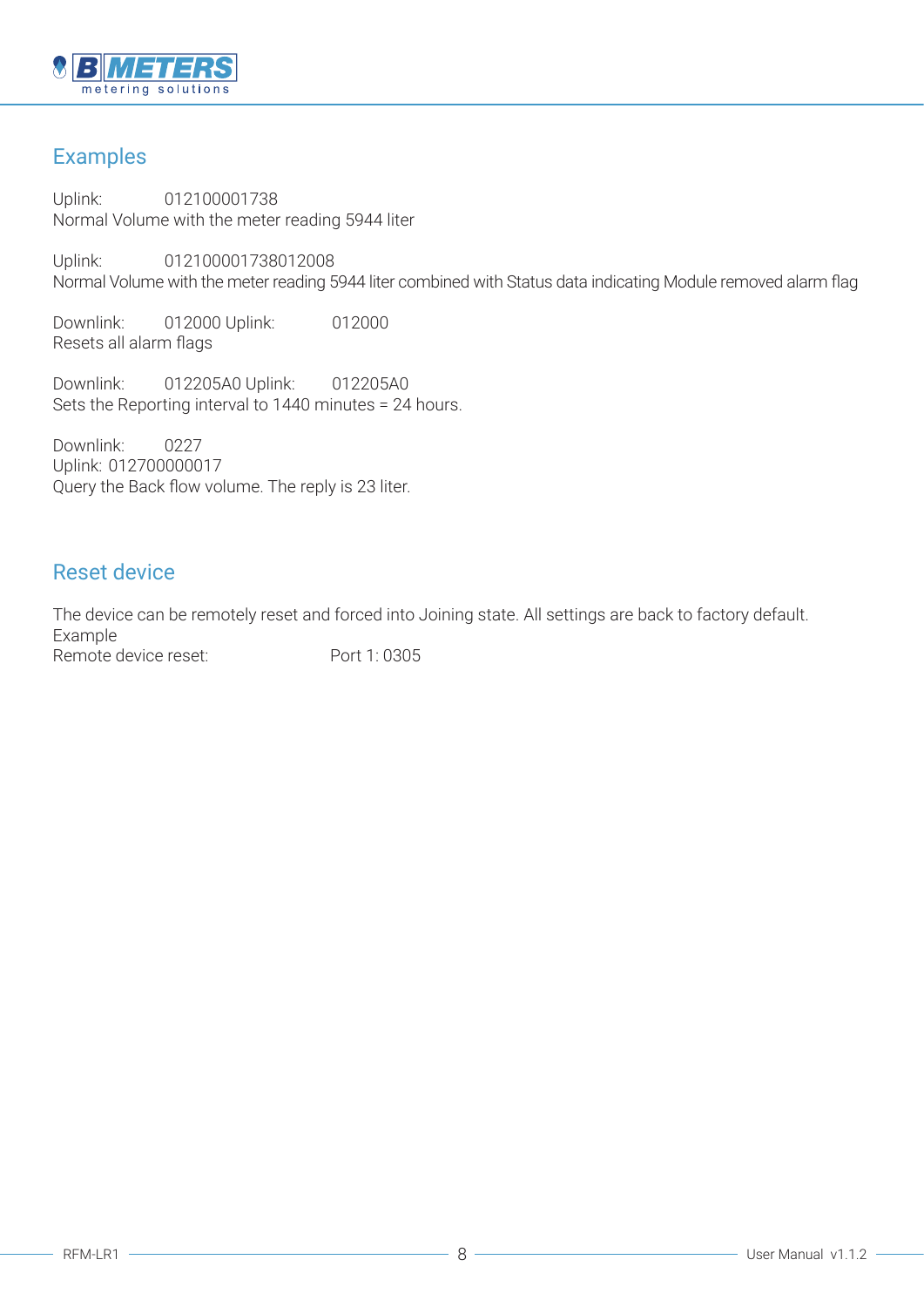## Examples

Uplink: 012100001738
Normal Volume with the meter reading 5944 liter

Uplink: 012100001738012008
Normal Volume with the meter reading 5944 liter combined with Status data indicating Module removed alarm flag

Downlink: 012000 Uplink: 012000
Resets all alarm flags

Downlink: 012205A0 Uplink: 012205A0
Sets the Reporting interval to 1440 minutes = 24 hours.

Downlink: 0227
Uplink: 012700000017
Query the Back flow volume. The reply is 23 liter.

## Reset device

The device can be remotely reset and forced into Joining state. All settings are back to factory default.
Example
Remote device reset: Port 1: 0305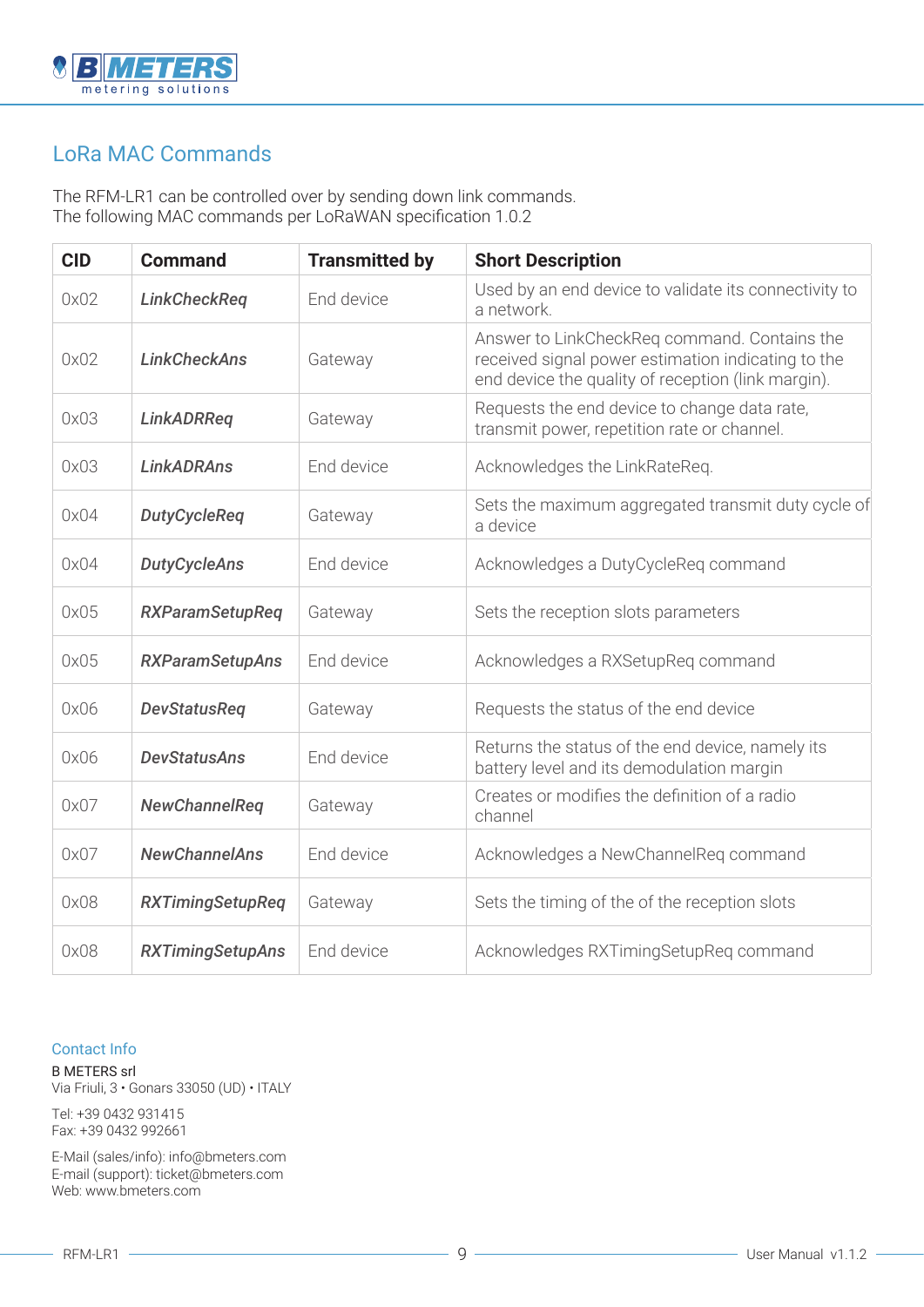## LoRa MAC Commands

The RFM-LR1 can be controlled over by sending down link commands.
The following MAC commands per LoRaWAN specification 1.0.2

| CID | Command | Transmitted by | Short Description |
|---|---|---|---|
| 0x02 | *LinkCheckReq* | End device | Used by an end device to validate its connectivity to a network. |
| 0x02 | *LinkCheckAns* | Gateway | Answer to LinkCheckReq command. Contains the received signal power estimation indicating to the end device the quality of reception (link margin). |
| 0x03 | *LinkADRReq* | Gateway | Requests the end device to change data rate, transmit power, repetition rate or channel. |
| 0x03 | *LinkADRAns* | End device | Acknowledges the LinkRateReq. |
| 0x04 | *DutyCycleReq* | Gateway | Sets the maximum aggregated transmit duty cycle of a device |
| 0x04 | *DutyCycleAns* | End device | Acknowledges a DutyCycleReq command |
| 0x05 | *RXParamSetupReq* | Gateway | Sets the reception slots parameters |
| 0x05 | *RXParamSetupAns* | End device | Acknowledges a RXSetupReq command |
| 0x06 | *DevStatusReq* | Gateway | Requests the status of the end device |
| 0x06 | *DevStatusAns* | End device | Returns the status of the end device, namely its battery level and its demodulation margin |
| 0x07 | *NewChannelReq* | Gateway | Creates or modifies the definition of a radio channel |
| 0x07 | *NewChannelAns* | End device | Acknowledges a NewChannelReq command |
| 0x08 | *RXTimingSetupReq* | Gateway | Sets the timing of the the reception slots |
| 0x08 | *RXTimingSetupAns* | End device | Acknowledges RXTimingSetupReq command |

Contact Info

B METERS srl
Via Friuli, 3 • Gonars 33050 (UD) • ITALY

Tel: +39 0432 931415
Fax: +39 0432 992661

E-Mail (sales/info): info@bmeters.com
E-mail (support): ticket@bmeters.com
Web: www.bmeters.com